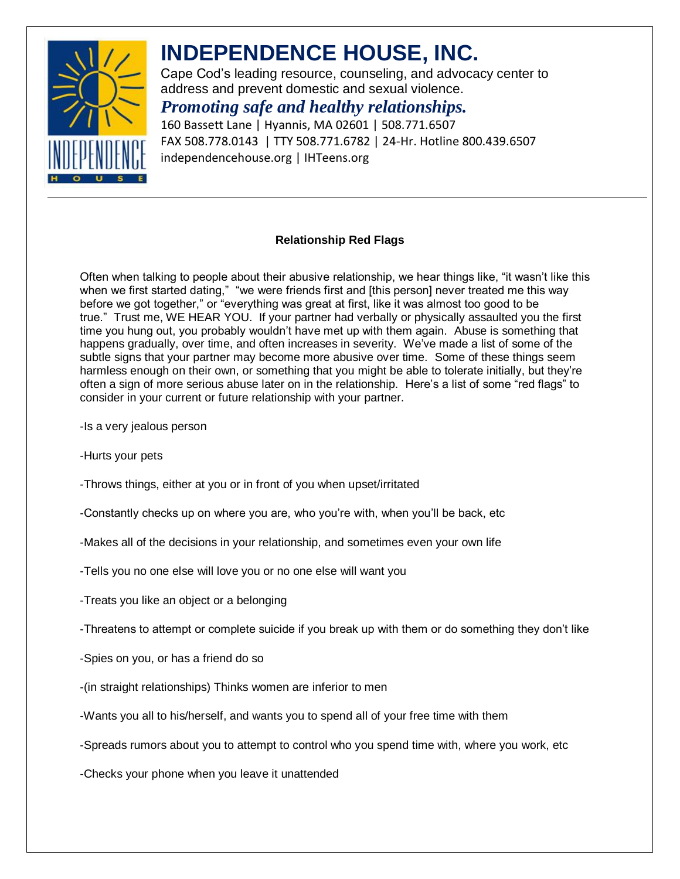# INDEPENDENCE HOUSE, INC.

Cape Cod's leading resource, counseling, and advocacy center to address and prevent domestic and sexual violence.

***Promoting safe and healthy relationships.***

160 Bassett Lane | Hyannis, MA 02601 | 508.771.6507
FAX 508.778.0143 | TTY 508.771.6782 | 24-Hr. Hotline 800.439.6507
independencehouse.org | IHTeens.org

---

**Relationship Red Flags**

Often when talking to people about their abusive relationship, we hear things like, "it wasn't like this when we first started dating," "we were friends first and [this person] never treated me this way before we got together," or "everything was great at first, like it was almost too good to be true." Trust me, WE HEAR YOU. If your partner had verbally or physically assaulted you the first time you hung out, you probably wouldn't have met up with them again. Abuse is something that happens gradually, over time, and often increases in severity. We've made a list of some of the subtle signs that your partner may become more abusive over time. Some of these things seem harmless enough on their own, or something that you might be able to tolerate initially, but they're often a sign of more serious abuse later on in the relationship. Here's a list of some "red flags" to consider in your current or future relationship with your partner.

-Is a very jealous person

-Hurts your pets

-Throws things, either at you or in front of you when upset/irritated

-Constantly checks up on where you are, who you're with, when you'll be back, etc

-Makes all of the decisions in your relationship, and sometimes even your own life

-Tells you no one else will love you or no one else will want you

-Treats you like an object or a belonging

-Threatens to attempt or complete suicide if you break up with them or do something they don't like

-Spies on you, or has a friend do so

-(in straight relationships) Thinks women are inferior to men

-Wants you all to his/herself, and wants you to spend all of your free time with them

-Spreads rumors about you to attempt to control who you spend time with, where you work, etc

-Checks your phone when you leave it unattended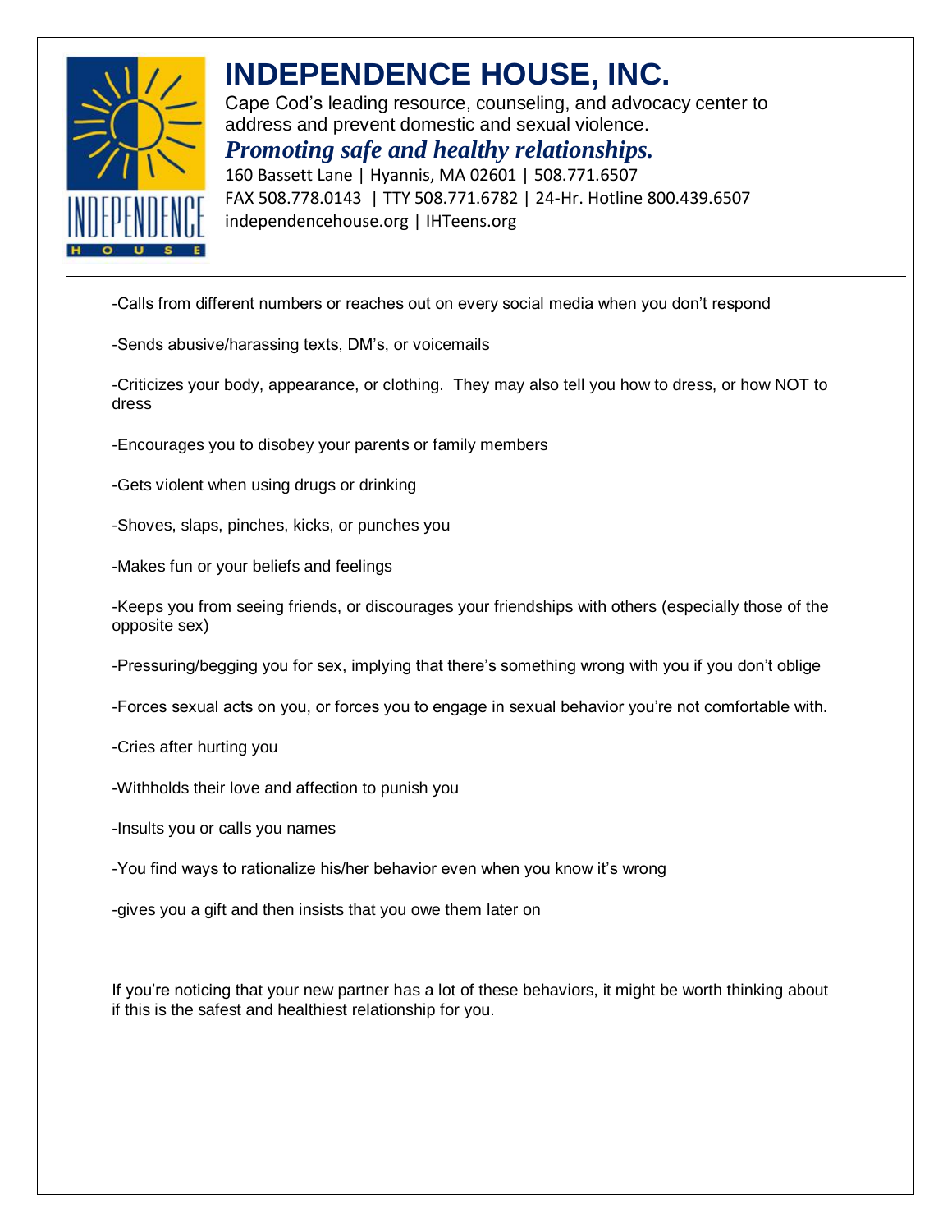# INDEPENDENCE HOUSE, INC.

Cape Cod's leading resource, counseling, and advocacy center to address and prevent domestic and sexual violence.

***Promoting safe and healthy relationships.***

160 Bassett Lane | Hyannis, MA 02601 | 508.771.6507
FAX 508.778.0143 | TTY 508.771.6782 | 24-Hr. Hotline 800.439.6507
independencehouse.org | IHTeens.org

---

-Calls from different numbers or reaches out on every social media when you don't respond

-Sends abusive/harassing texts, DM's, or voicemails

-Criticizes your body, appearance, or clothing. They may also tell you how to dress, or how NOT to dress

-Encourages you to disobey your parents or family members

-Gets violent when using drugs or drinking

-Shoves, slaps, pinches, kicks, or punches you

-Makes fun or your beliefs and feelings

-Keeps you from seeing friends, or discourages your friendships with others (especially those of the opposite sex)

-Pressuring/begging you for sex, implying that there's something wrong with you if you don't oblige

-Forces sexual acts on you, or forces you to engage in sexual behavior you're not comfortable with.

-Cries after hurting you

-Withholds their love and affection to punish you

-Insults you or calls you names

-You find ways to rationalize his/her behavior even when you know it's wrong

-gives you a gift and then insists that you owe them later on

If you're noticing that your new partner has a lot of these behaviors, it might be worth thinking about if this is the safest and healthiest relationship for you.